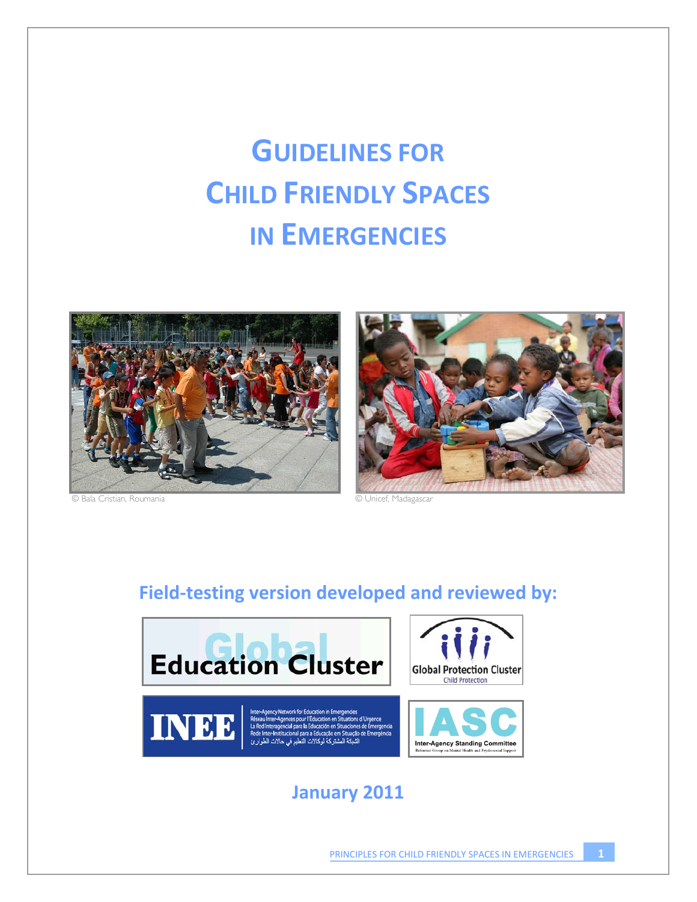# GUIDELINES FOR CHILD FRIENDLY SPACES IN EMERGENCIES

© Bala Cristian, Roumania

© Unicef, Madagascar

## Field-testing version developed and reviewed by:

Global Education Cluster

Global Protection Cluster
Child Protection

INEE
Inter-Agency Network for Education in Emergencies
Réseau Inter-Agences pour l'Éducation en Situations d'Urgence
La Red Interagencial para la Educación en Situaciones de Emergencia
Rede Inter-Institucional para a Educação em Situação de Emergência
الشبكة المشتركة لوكالات التعليم في حالات الطوارئ

IASC
Inter-Agency Standing Committee
Reference Group on Mental Health and Psychosocial Support

## January 2011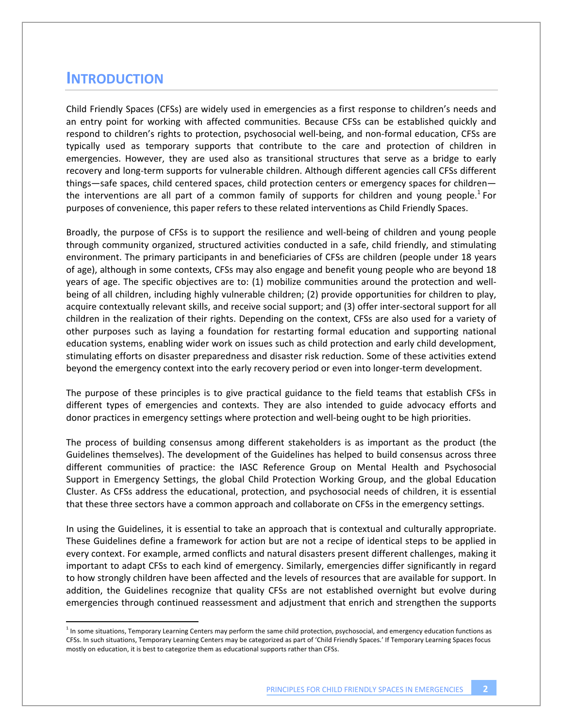# Introduction

Child Friendly Spaces (CFSs) are widely used in emergencies as a first response to children's needs and an entry point for working with affected communities. Because CFSs can be established quickly and respond to children's rights to protection, psychosocial well-being, and non-formal education, CFSs are typically used as temporary supports that contribute to the care and protection of children in emergencies. However, they are used also as transitional structures that serve as a bridge to early recovery and long-term supports for vulnerable children. Although different agencies call CFSs different things—safe spaces, child centered spaces, child protection centers or emergency spaces for children—the interventions are all part of a common family of supports for children and young people.[1] For purposes of convenience, this paper refers to these related interventions as Child Friendly Spaces.

Broadly, the purpose of CFSs is to support the resilience and well-being of children and young people through community organized, structured activities conducted in a safe, child friendly, and stimulating environment. The primary participants in and beneficiaries of CFSs are children (people under 18 years of age), although in some contexts, CFSs may also engage and benefit young people who are beyond 18 years of age. The specific objectives are to: (1) mobilize communities around the protection and well-being of all children, including highly vulnerable children; (2) provide opportunities for children to play, acquire contextually relevant skills, and receive social support; and (3) offer inter-sectoral support for all children in the realization of their rights. Depending on the context, CFSs are also used for a variety of other purposes such as laying a foundation for restarting formal education and supporting national education systems, enabling wider work on issues such as child protection and early child development, stimulating efforts on disaster preparedness and disaster risk reduction. Some of these activities extend beyond the emergency context into the early recovery period or even into longer-term development.

The purpose of these principles is to give practical guidance to the field teams that establish CFSs in different types of emergencies and contexts. They are also intended to guide advocacy efforts and donor practices in emergency settings where protection and well-being ought to be high priorities.

The process of building consensus among different stakeholders is as important as the product (the Guidelines themselves). The development of the Guidelines has helped to build consensus across three different communities of practice: the IASC Reference Group on Mental Health and Psychosocial Support in Emergency Settings, the global Child Protection Working Group, and the global Education Cluster. As CFSs address the educational, protection, and psychosocial needs of children, it is essential that these three sectors have a common approach and collaborate on CFSs in the emergency settings.

In using the Guidelines, it is essential to take an approach that is contextual and culturally appropriate. These Guidelines define a framework for action but are not a recipe of identical steps to be applied in every context. For example, armed conflicts and natural disasters present different challenges, making it important to adapt CFSs to each kind of emergency. Similarly, emergencies differ significantly in regard to how strongly children have been affected and the levels of resources that are available for support. In addition, the Guidelines recognize that quality CFSs are not established overnight but evolve during emergencies through continued reassessment and adjustment that enrich and strengthen the supports

---

[1] In some situations, Temporary Learning Centers may perform the same child protection, psychosocial, and emergency education functions as CFSs. In such situations, Temporary Learning Centers may be categorized as part of 'Child Friendly Spaces.' If Temporary Learning Spaces focus mostly on education, it is best to categorize them as educational supports rather than CFSs.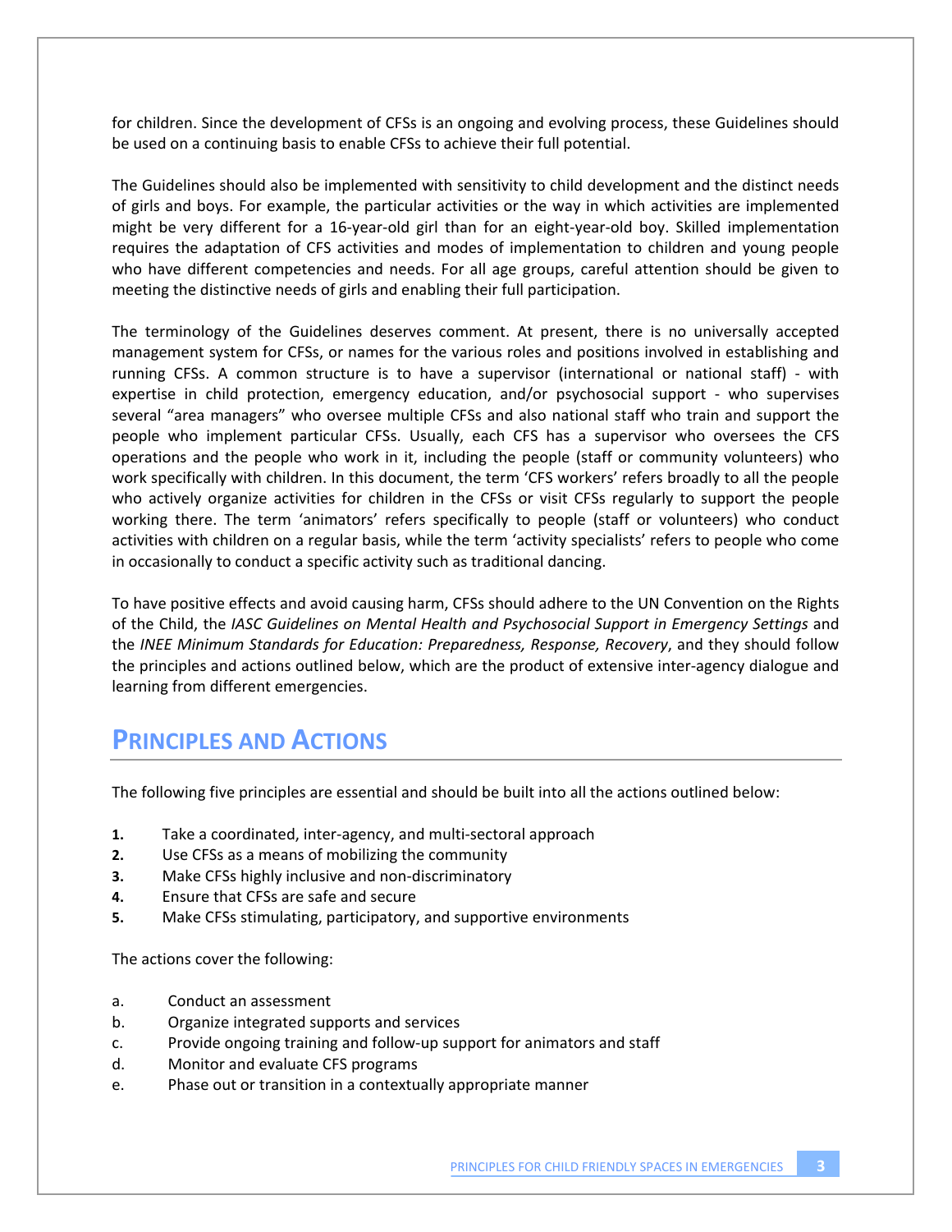for children. Since the development of CFSs is an ongoing and evolving process, these Guidelines should be used on a continuing basis to enable CFSs to achieve their full potential.

The Guidelines should also be implemented with sensitivity to child development and the distinct needs of girls and boys. For example, the particular activities or the way in which activities are implemented might be very different for a 16-year-old girl than for an eight-year-old boy. Skilled implementation requires the adaptation of CFS activities and modes of implementation to children and young people who have different competencies and needs. For all age groups, careful attention should be given to meeting the distinctive needs of girls and enabling their full participation.

The terminology of the Guidelines deserves comment. At present, there is no universally accepted management system for CFSs, or names for the various roles and positions involved in establishing and running CFSs. A common structure is to have a supervisor (international or national staff) - with expertise in child protection, emergency education, and/or psychosocial support - who supervises several "area managers" who oversee multiple CFSs and also national staff who train and support the people who implement particular CFSs. Usually, each CFS has a supervisor who oversees the CFS operations and the people who work in it, including the people (staff or community volunteers) who work specifically with children. In this document, the term 'CFS workers' refers broadly to all the people who actively organize activities for children in the CFSs or visit CFSs regularly to support the people working there. The term 'animators' refers specifically to people (staff or volunteers) who conduct activities with children on a regular basis, while the term 'activity specialists' refers to people who come in occasionally to conduct a specific activity such as traditional dancing.

To have positive effects and avoid causing harm, CFSs should adhere to the UN Convention on the Rights of the Child, the *IASC Guidelines on Mental Health and Psychosocial Support in Emergency Settings* and the *INEE Minimum Standards for Education: Preparedness, Response, Recovery*, and they should follow the principles and actions outlined below, which are the product of extensive inter-agency dialogue and learning from different emergencies.

## Principles and Actions

The following five principles are essential and should be built into all the actions outlined below:

1. Take a coordinated, inter-agency, and multi-sectoral approach
2. Use CFSs as a means of mobilizing the community
3. Make CFSs highly inclusive and non-discriminatory
4. Ensure that CFSs are safe and secure
5. Make CFSs stimulating, participatory, and supportive environments

The actions cover the following:

a. Conduct an assessment
b. Organize integrated supports and services
c. Provide ongoing training and follow-up support for animators and staff
d. Monitor and evaluate CFS programs
e. Phase out or transition in a contextually appropriate manner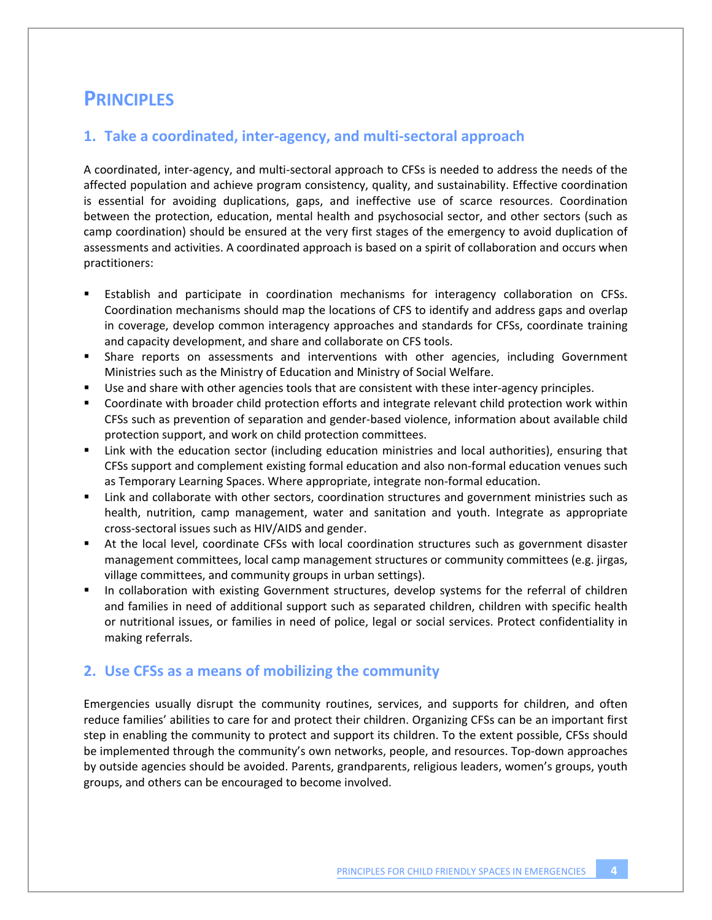# PRINCIPLES

## 1. Take a coordinated, inter-agency, and multi-sectoral approach

A coordinated, inter-agency, and multi-sectoral approach to CFSs is needed to address the needs of the affected population and achieve program consistency, quality, and sustainability. Effective coordination is essential for avoiding duplications, gaps, and ineffective use of scarce resources. Coordination between the protection, education, mental health and psychosocial sector, and other sectors (such as camp coordination) should be ensured at the very first stages of the emergency to avoid duplication of assessments and activities. A coordinated approach is based on a spirit of collaboration and occurs when practitioners:

- Establish and participate in coordination mechanisms for interagency collaboration on CFSs. Coordination mechanisms should map the locations of CFS to identify and address gaps and overlap in coverage, develop common interagency approaches and standards for CFSs, coordinate training and capacity development, and share and collaborate on CFS tools.
- Share reports on assessments and interventions with other agencies, including Government Ministries such as the Ministry of Education and Ministry of Social Welfare.
- Use and share with other agencies tools that are consistent with these inter-agency principles.
- Coordinate with broader child protection efforts and integrate relevant child protection work within CFSs such as prevention of separation and gender-based violence, information about available child protection support, and work on child protection committees.
- Link with the education sector (including education ministries and local authorities), ensuring that CFSs support and complement existing formal education and also non-formal education venues such as Temporary Learning Spaces. Where appropriate, integrate non-formal education.
- Link and collaborate with other sectors, coordination structures and government ministries such as health, nutrition, camp management, water and sanitation and youth. Integrate as appropriate cross-sectoral issues such as HIV/AIDS and gender.
- At the local level, coordinate CFSs with local coordination structures such as government disaster management committees, local camp management structures or community committees (e.g. jirgas, village committees, and community groups in urban settings).
- In collaboration with existing Government structures, develop systems for the referral of children and families in need of additional support such as separated children, children with specific health or nutritional issues, or families in need of police, legal or social services. Protect confidentiality in making referrals.

## 2. Use CFSs as a means of mobilizing the community

Emergencies usually disrupt the community routines, services, and supports for children, and often reduce families' abilities to care for and protect their children. Organizing CFSs can be an important first step in enabling the community to protect and support its children. To the extent possible, CFSs should be implemented through the community's own networks, people, and resources. Top-down approaches by outside agencies should be avoided. Parents, grandparents, religious leaders, women's groups, youth groups, and others can be encouraged to become involved.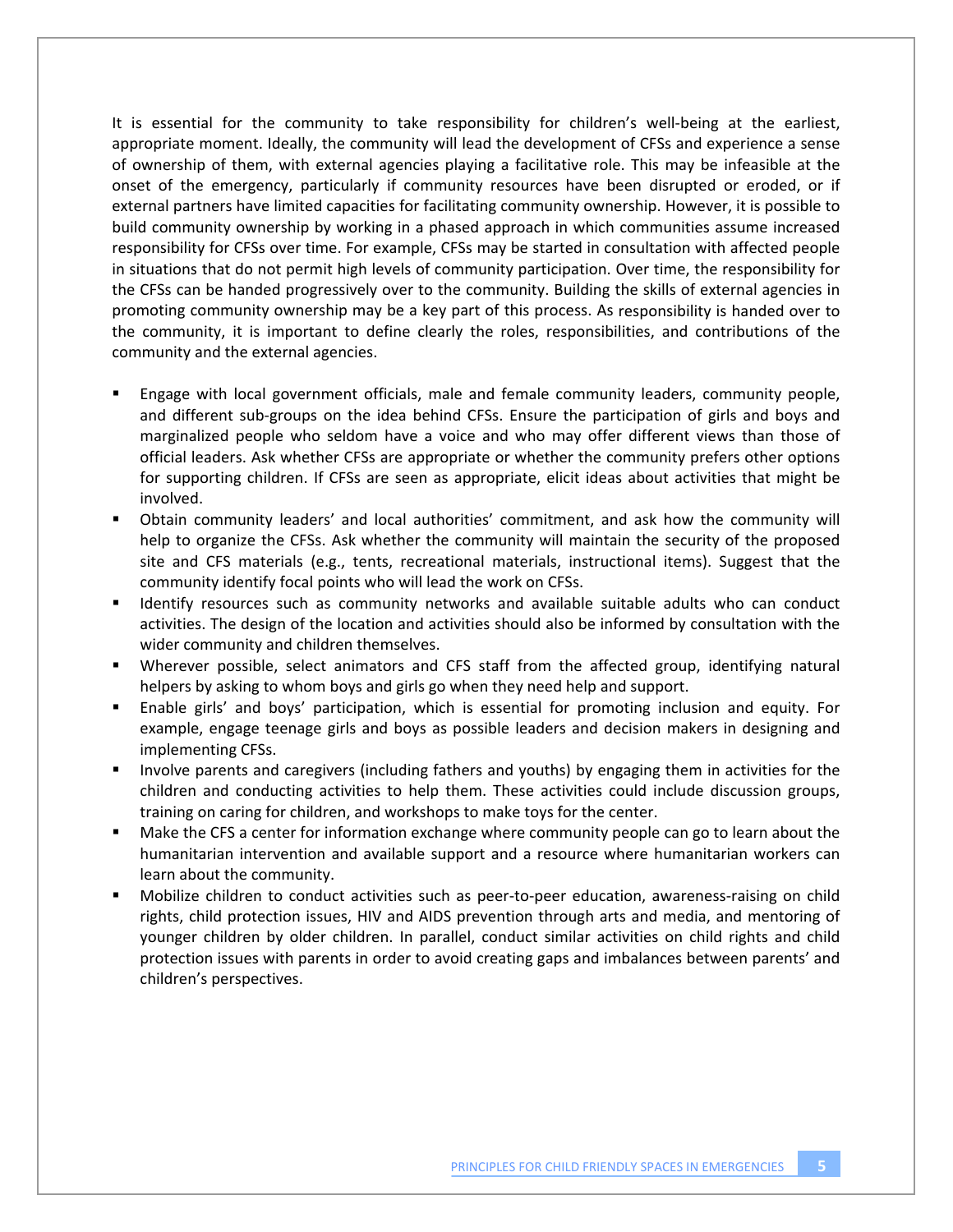It is essential for the community to take responsibility for children's well-being at the earliest, appropriate moment. Ideally, the community will lead the development of CFSs and experience a sense of ownership of them, with external agencies playing a facilitative role. This may be infeasible at the onset of the emergency, particularly if community resources have been disrupted or eroded, or if external partners have limited capacities for facilitating community ownership. However, it is possible to build community ownership by working in a phased approach in which communities assume increased responsibility for CFSs over time. For example, CFSs may be started in consultation with affected people in situations that do not permit high levels of community participation. Over time, the responsibility for the CFSs can be handed progressively over to the community. Building the skills of external agencies in promoting community ownership may be a key part of this process. As responsibility is handed over to the community, it is important to define clearly the roles, responsibilities, and contributions of the community and the external agencies.

- Engage with local government officials, male and female community leaders, community people, and different sub-groups on the idea behind CFSs. Ensure the participation of girls and boys and marginalized people who seldom have a voice and who may offer different views than those of official leaders. Ask whether CFSs are appropriate or whether the community prefers other options for supporting children. If CFSs are seen as appropriate, elicit ideas about activities that might be involved.
- Obtain community leaders' and local authorities' commitment, and ask how the community will help to organize the CFSs. Ask whether the community will maintain the security of the proposed site and CFS materials (e.g., tents, recreational materials, instructional items). Suggest that the community identify focal points who will lead the work on CFSs.
- Identify resources such as community networks and available suitable adults who can conduct activities. The design of the location and activities should also be informed by consultation with the wider community and children themselves.
- Wherever possible, select animators and CFS staff from the affected group, identifying natural helpers by asking to whom boys and girls go when they need help and support.
- Enable girls' and boys' participation, which is essential for promoting inclusion and equity. For example, engage teenage girls and boys as possible leaders and decision makers in designing and implementing CFSs.
- Involve parents and caregivers (including fathers and youths) by engaging them in activities for the children and conducting activities to help them. These activities could include discussion groups, training on caring for children, and workshops to make toys for the center.
- Make the CFS a center for information exchange where community people can go to learn about the humanitarian intervention and available support and a resource where humanitarian workers can learn about the community.
- Mobilize children to conduct activities such as peer-to-peer education, awareness-raising on child rights, child protection issues, HIV and AIDS prevention through arts and media, and mentoring of younger children by older children. In parallel, conduct similar activities on child rights and child protection issues with parents in order to avoid creating gaps and imbalances between parents' and children's perspectives.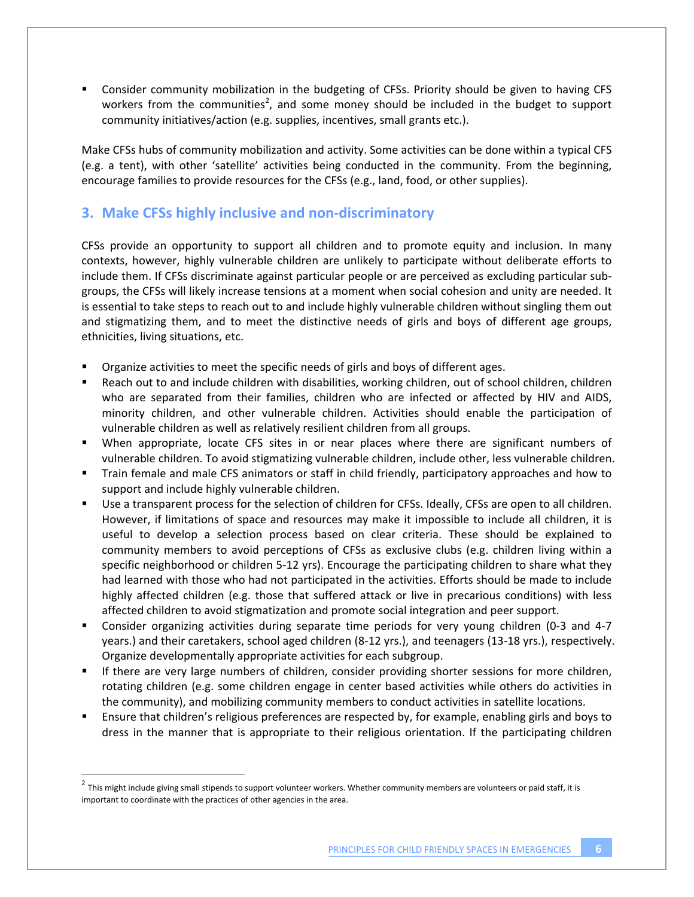- Consider community mobilization in the budgeting of CFSs. Priority should be given to having CFS workers from the communities[2], and some money should be included in the budget to support community initiatives/action (e.g. supplies, incentives, small grants etc.).

Make CFSs hubs of community mobilization and activity. Some activities can be done within a typical CFS (e.g. a tent), with other 'satellite' activities being conducted in the community. From the beginning, encourage families to provide resources for the CFSs (e.g., land, food, or other supplies).

## 3. Make CFSs highly inclusive and non-discriminatory

CFSs provide an opportunity to support all children and to promote equity and inclusion. In many contexts, however, highly vulnerable children are unlikely to participate without deliberate efforts to include them. If CFSs discriminate against particular people or are perceived as excluding particular sub-groups, the CFSs will likely increase tensions at a moment when social cohesion and unity are needed. It is essential to take steps to reach out to and include highly vulnerable children without singling them out and stigmatizing them, and to meet the distinctive needs of girls and boys of different age groups, ethnicities, living situations, etc.

- Organize activities to meet the specific needs of girls and boys of different ages.
- Reach out to and include children with disabilities, working children, out of school children, children who are separated from their families, children who are infected or affected by HIV and AIDS, minority children, and other vulnerable children. Activities should enable the participation of vulnerable children as well as relatively resilient children from all groups.
- When appropriate, locate CFS sites in or near places where there are significant numbers of vulnerable children. To avoid stigmatizing vulnerable children, include other, less vulnerable children.
- Train female and male CFS animators or staff in child friendly, participatory approaches and how to support and include highly vulnerable children.
- Use a transparent process for the selection of children for CFSs. Ideally, CFSs are open to all children. However, if limitations of space and resources may make it impossible to include all children, it is useful to develop a selection process based on clear criteria. These should be explained to community members to avoid perceptions of CFSs as exclusive clubs (e.g. children living within a specific neighborhood or children 5-12 yrs). Encourage the participating children to share what they had learned with those who had not participated in the activities. Efforts should be made to include highly affected children (e.g. those that suffered attack or live in precarious conditions) with less affected children to avoid stigmatization and promote social integration and peer support.
- Consider organizing activities during separate time periods for very young children (0-3 and 4-7 years.) and their caretakers, school aged children (8-12 yrs.), and teenagers (13-18 yrs.), respectively. Organize developmentally appropriate activities for each subgroup.
- If there are very large numbers of children, consider providing shorter sessions for more children, rotating children (e.g. some children engage in center based activities while others do activities in the community), and mobilizing community members to conduct activities in satellite locations.
- Ensure that children's religious preferences are respected by, for example, enabling girls and boys to dress in the manner that is appropriate to their religious orientation. If the participating children

---

[2] This might include giving small stipends to support volunteer workers. Whether community members are volunteers or paid staff, it is important to coordinate with the practices of other agencies in the area.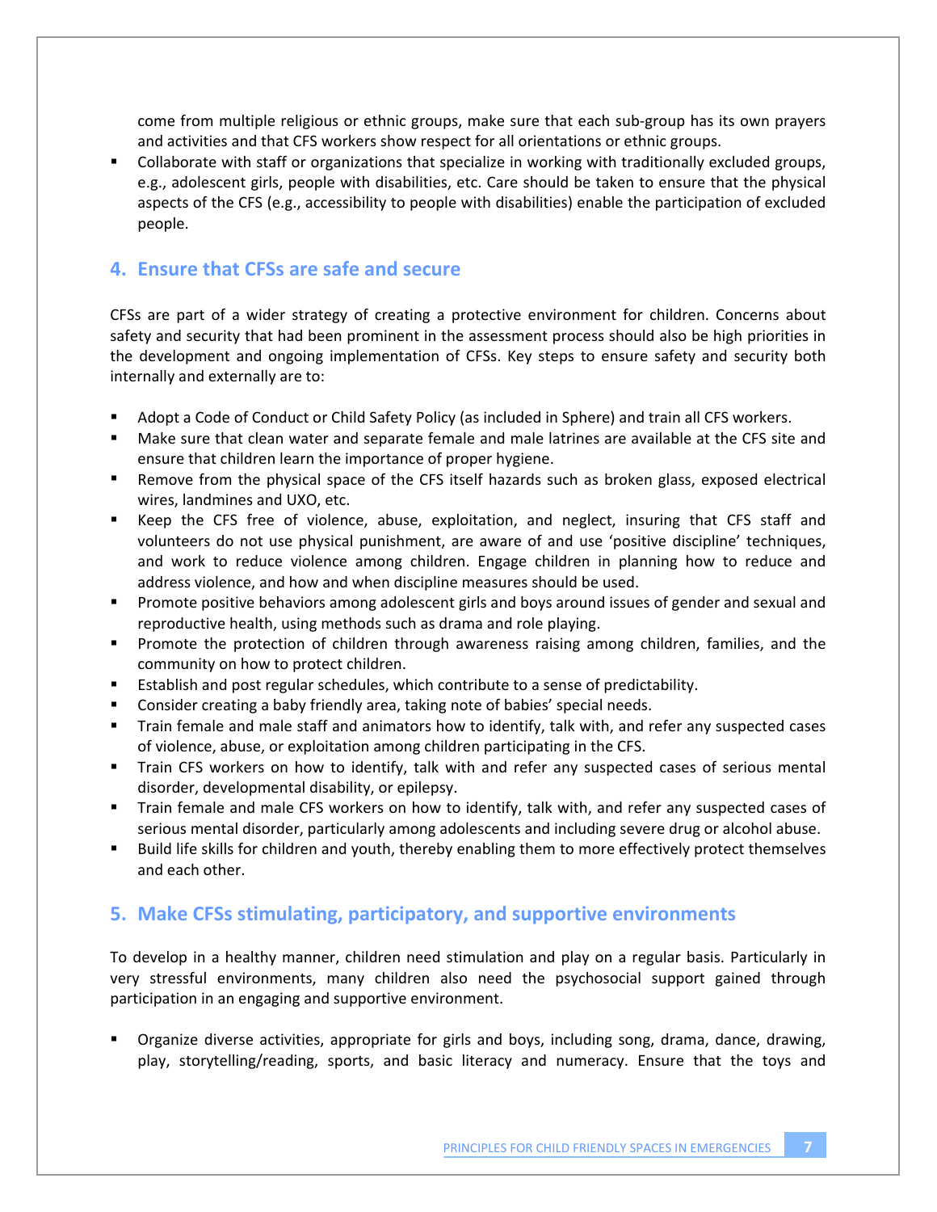come from multiple religious or ethnic groups, make sure that each sub-group has its own prayers and activities and that CFS workers show respect for all orientations or ethnic groups.

- Collaborate with staff or organizations that specialize in working with traditionally excluded groups, e.g., adolescent girls, people with disabilities, etc. Care should be taken to ensure that the physical aspects of the CFS (e.g., accessibility to people with disabilities) enable the participation of excluded people.

## 4. Ensure that CFSs are safe and secure

CFSs are part of a wider strategy of creating a protective environment for children. Concerns about safety and security that had been prominent in the assessment process should also be high priorities in the development and ongoing implementation of CFSs. Key steps to ensure safety and security both internally and externally are to:

- Adopt a Code of Conduct or Child Safety Policy (as included in Sphere) and train all CFS workers.
- Make sure that clean water and separate female and male latrines are available at the CFS site and ensure that children learn the importance of proper hygiene.
- Remove from the physical space of the CFS itself hazards such as broken glass, exposed electrical wires, landmines and UXO, etc.
- Keep the CFS free of violence, abuse, exploitation, and neglect, insuring that CFS staff and volunteers do not use physical punishment, are aware of and use 'positive discipline' techniques, and work to reduce violence among children. Engage children in planning how to reduce and address violence, and how and when discipline measures should be used.
- Promote positive behaviors among adolescent girls and boys around issues of gender and sexual and reproductive health, using methods such as drama and role playing.
- Promote the protection of children through awareness raising among children, families, and the community on how to protect children.
- Establish and post regular schedules, which contribute to a sense of predictability.
- Consider creating a baby friendly area, taking note of babies' special needs.
- Train female and male staff and animators how to identify, talk with, and refer any suspected cases of violence, abuse, or exploitation among children participating in the CFS.
- Train CFS workers on how to identify, talk with and refer any suspected cases of serious mental disorder, developmental disability, or epilepsy.
- Train female and male CFS workers on how to identify, talk with, and refer any suspected cases of serious mental disorder, particularly among adolescents and including severe drug or alcohol abuse.
- Build life skills for children and youth, thereby enabling them to more effectively protect themselves and each other.

## 5. Make CFSs stimulating, participatory, and supportive environments

To develop in a healthy manner, children need stimulation and play on a regular basis. Particularly in very stressful environments, many children also need the psychosocial support gained through participation in an engaging and supportive environment.

- Organize diverse activities, appropriate for girls and boys, including song, drama, dance, drawing, play, storytelling/reading, sports, and basic literacy and numeracy. Ensure that the toys and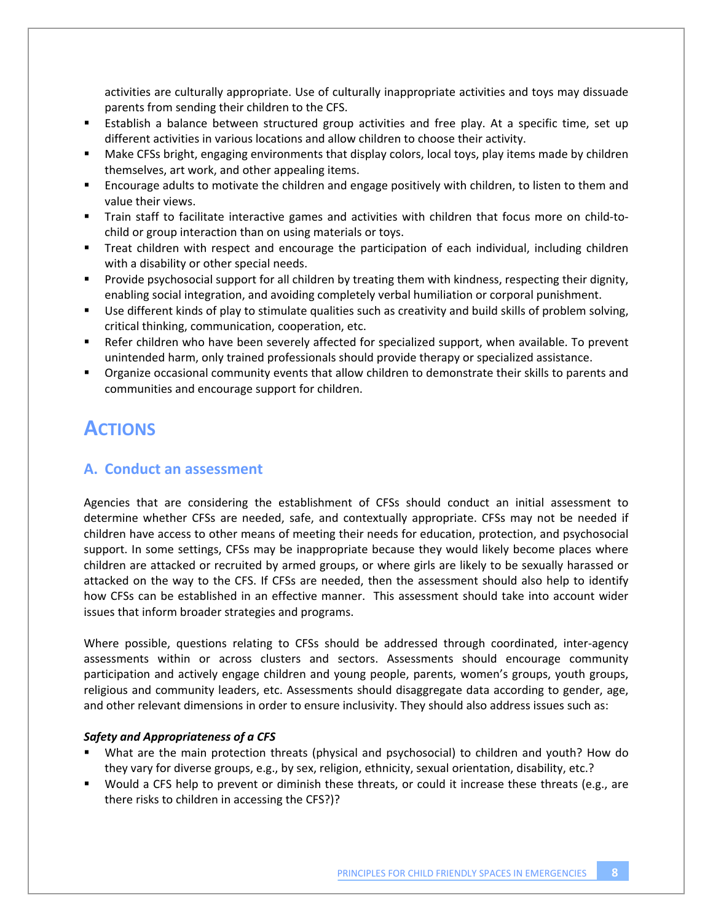activities are culturally appropriate. Use of culturally inappropriate activities and toys may dissuade parents from sending their children to the CFS.

- Establish a balance between structured group activities and free play. At a specific time, set up different activities in various locations and allow children to choose their activity.
- Make CFSs bright, engaging environments that display colors, local toys, play items made by children themselves, art work, and other appealing items.
- Encourage adults to motivate the children and engage positively with children, to listen to them and value their views.
- Train staff to facilitate interactive games and activities with children that focus more on child-to-child or group interaction than on using materials or toys.
- Treat children with respect and encourage the participation of each individual, including children with a disability or other special needs.
- Provide psychosocial support for all children by treating them with kindness, respecting their dignity, enabling social integration, and avoiding completely verbal humiliation or corporal punishment.
- Use different kinds of play to stimulate qualities such as creativity and build skills of problem solving, critical thinking, communication, cooperation, etc.
- Refer children who have been severely affected for specialized support, when available. To prevent unintended harm, only trained professionals should provide therapy or specialized assistance.
- Organize occasional community events that allow children to demonstrate their skills to parents and communities and encourage support for children.

# ACTIONS

## A. Conduct an assessment

Agencies that are considering the establishment of CFSs should conduct an initial assessment to determine whether CFSs are needed, safe, and contextually appropriate. CFSs may not be needed if children have access to other means of meeting their needs for education, protection, and psychosocial support. In some settings, CFSs may be inappropriate because they would likely become places where children are attacked or recruited by armed groups, or where girls are likely to be sexually harassed or attacked on the way to the CFS. If CFSs are needed, then the assessment should also help to identify how CFSs can be established in an effective manner. This assessment should take into account wider issues that inform broader strategies and programs.

Where possible, questions relating to CFSs should be addressed through coordinated, inter-agency assessments within or across clusters and sectors. Assessments should encourage community participation and actively engage children and young people, parents, women's groups, youth groups, religious and community leaders, etc. Assessments should disaggregate data according to gender, age, and other relevant dimensions in order to ensure inclusivity. They should also address issues such as:

***Safety and Appropriateness of a CFS***

- What are the main protection threats (physical and psychosocial) to children and youth? How do they vary for diverse groups, e.g., by sex, religion, ethnicity, sexual orientation, disability, etc.?
- Would a CFS help to prevent or diminish these threats, or could it increase these threats (e.g., are there risks to children in accessing the CFS?)?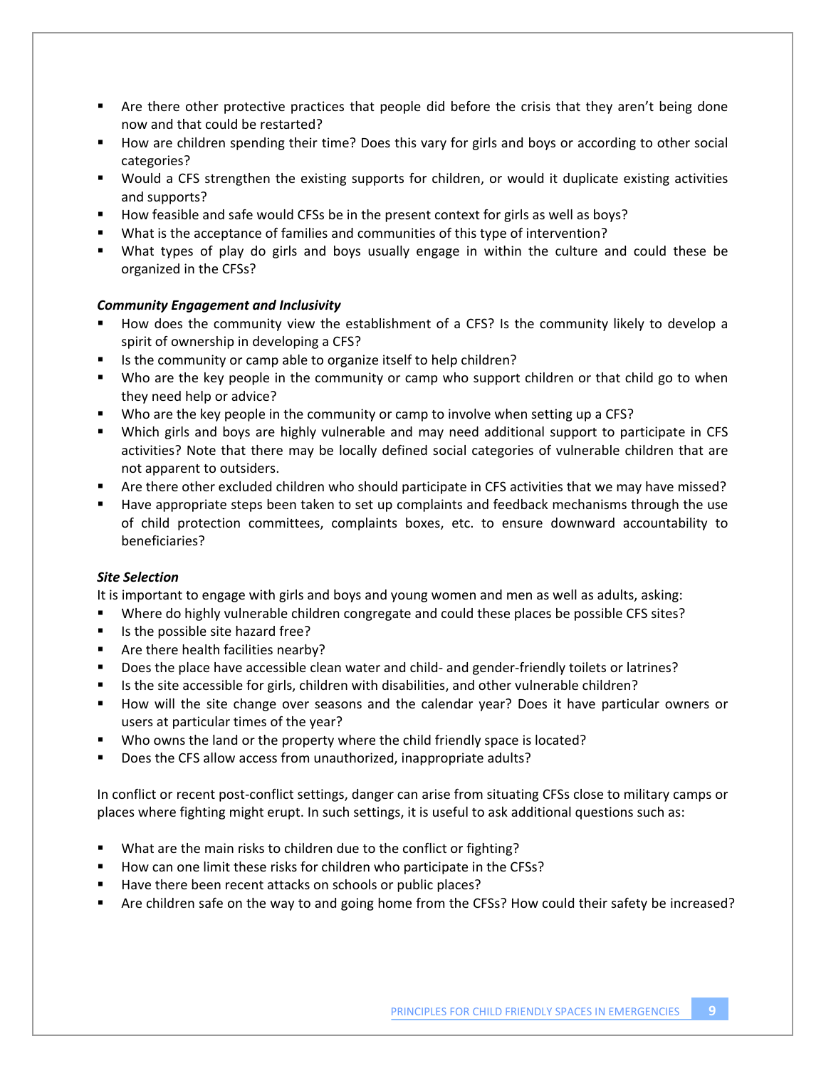- Are there other protective practices that people did before the crisis that they aren't being done now and that could be restarted?
- How are children spending their time? Does this vary for girls and boys or according to other social categories?
- Would a CFS strengthen the existing supports for children, or would it duplicate existing activities and supports?
- How feasible and safe would CFSs be in the present context for girls as well as boys?
- What is the acceptance of families and communities of this type of intervention?
- What types of play do girls and boys usually engage in within the culture and could these be organized in the CFSs?

***Community Engagement and Inclusivity***

- How does the community view the establishment of a CFS? Is the community likely to develop a spirit of ownership in developing a CFS?
- Is the community or camp able to organize itself to help children?
- Who are the key people in the community or camp who support children or that child go to when they need help or advice?
- Who are the key people in the community or camp to involve when setting up a CFS?
- Which girls and boys are highly vulnerable and may need additional support to participate in CFS activities? Note that there may be locally defined social categories of vulnerable children that are not apparent to outsiders.
- Are there other excluded children who should participate in CFS activities that we may have missed?
- Have appropriate steps been taken to set up complaints and feedback mechanisms through the use of child protection committees, complaints boxes, etc. to ensure downward accountability to beneficiaries?

***Site Selection***

It is important to engage with girls and boys and young women and men as well as adults, asking:

- Where do highly vulnerable children congregate and could these places be possible CFS sites?
- Is the possible site hazard free?
- Are there health facilities nearby?
- Does the place have accessible clean water and child- and gender-friendly toilets or latrines?
- Is the site accessible for girls, children with disabilities, and other vulnerable children?
- How will the site change over seasons and the calendar year? Does it have particular owners or users at particular times of the year?
- Who owns the land or the property where the child friendly space is located?
- Does the CFS allow access from unauthorized, inappropriate adults?

In conflict or recent post-conflict settings, danger can arise from situating CFSs close to military camps or places where fighting might erupt. In such settings, it is useful to ask additional questions such as:

- What are the main risks to children due to the conflict or fighting?
- How can one limit these risks for children who participate in the CFSs?
- Have there been recent attacks on schools or public places?
- Are children safe on the way to and going home from the CFSs? How could their safety be increased?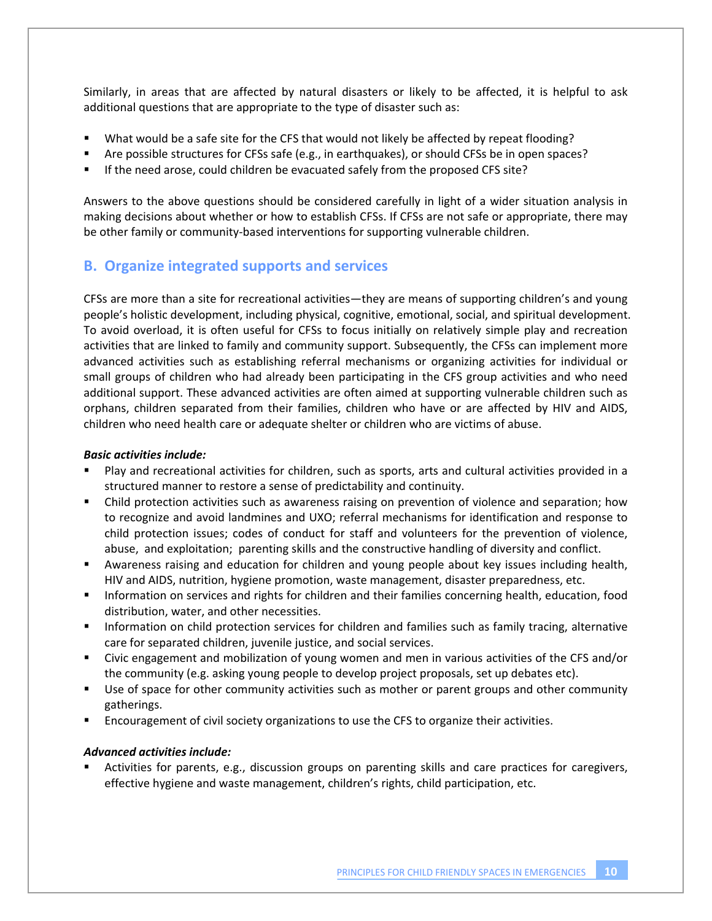Similarly, in areas that are affected by natural disasters or likely to be affected, it is helpful to ask additional questions that are appropriate to the type of disaster such as:

- What would be a safe site for the CFS that would not likely be affected by repeat flooding?
- Are possible structures for CFSs safe (e.g., in earthquakes), or should CFSs be in open spaces?
- If the need arose, could children be evacuated safely from the proposed CFS site?

Answers to the above questions should be considered carefully in light of a wider situation analysis in making decisions about whether or how to establish CFSs. If CFSs are not safe or appropriate, there may be other family or community-based interventions for supporting vulnerable children.

## B. Organize integrated supports and services

CFSs are more than a site for recreational activities—they are means of supporting children's and young people's holistic development, including physical, cognitive, emotional, social, and spiritual development. To avoid overload, it is often useful for CFSs to focus initially on relatively simple play and recreation activities that are linked to family and community support. Subsequently, the CFSs can implement more advanced activities such as establishing referral mechanisms or organizing activities for individual or small groups of children who had already been participating in the CFS group activities and who need additional support. These advanced activities are often aimed at supporting vulnerable children such as orphans, children separated from their families, children who have or are affected by HIV and AIDS, children who need health care or adequate shelter or children who are victims of abuse.

***Basic activities include:***

- Play and recreational activities for children, such as sports, arts and cultural activities provided in a structured manner to restore a sense of predictability and continuity.
- Child protection activities such as awareness raising on prevention of violence and separation; how to recognize and avoid landmines and UXO; referral mechanisms for identification and response to child protection issues; codes of conduct for staff and volunteers for the prevention of violence, abuse, and exploitation; parenting skills and the constructive handling of diversity and conflict.
- Awareness raising and education for children and young people about key issues including health, HIV and AIDS, nutrition, hygiene promotion, waste management, disaster preparedness, etc.
- Information on services and rights for children and their families concerning health, education, food distribution, water, and other necessities.
- Information on child protection services for children and families such as family tracing, alternative care for separated children, juvenile justice, and social services.
- Civic engagement and mobilization of young women and men in various activities of the CFS and/or the community (e.g. asking young people to develop project proposals, set up debates etc).
- Use of space for other community activities such as mother or parent groups and other community gatherings.
- Encouragement of civil society organizations to use the CFS to organize their activities.

***Advanced activities include:***

- Activities for parents, e.g., discussion groups on parenting skills and care practices for caregivers, effective hygiene and waste management, children's rights, child participation, etc.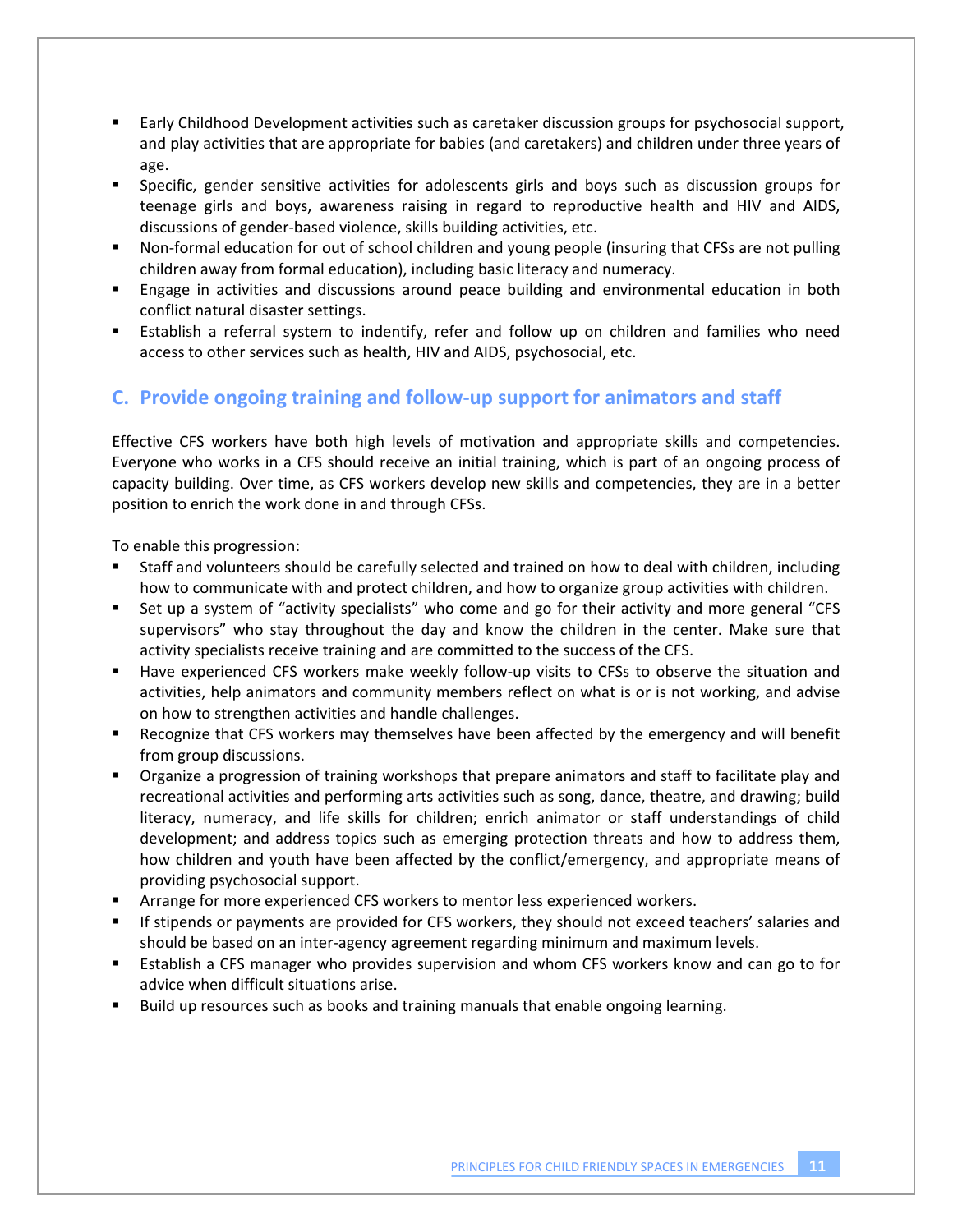- Early Childhood Development activities such as caretaker discussion groups for psychosocial support, and play activities that are appropriate for babies (and caretakers) and children under three years of age.
- Specific, gender sensitive activities for adolescents girls and boys such as discussion groups for teenage girls and boys, awareness raising in regard to reproductive health and HIV and AIDS, discussions of gender-based violence, skills building activities, etc.
- Non-formal education for out of school children and young people (insuring that CFSs are not pulling children away from formal education), including basic literacy and numeracy.
- Engage in activities and discussions around peace building and environmental education in both conflict natural disaster settings.
- Establish a referral system to indentify, refer and follow up on children and families who need access to other services such as health, HIV and AIDS, psychosocial, etc.

## C. Provide ongoing training and follow-up support for animators and staff

Effective CFS workers have both high levels of motivation and appropriate skills and competencies. Everyone who works in a CFS should receive an initial training, which is part of an ongoing process of capacity building. Over time, as CFS workers develop new skills and competencies, they are in a better position to enrich the work done in and through CFSs.

To enable this progression:

- Staff and volunteers should be carefully selected and trained on how to deal with children, including how to communicate with and protect children, and how to organize group activities with children.
- Set up a system of "activity specialists" who come and go for their activity and more general "CFS supervisors" who stay throughout the day and know the children in the center. Make sure that activity specialists receive training and are committed to the success of the CFS.
- Have experienced CFS workers make weekly follow-up visits to CFSs to observe the situation and activities, help animators and community members reflect on what is or is not working, and advise on how to strengthen activities and handle challenges.
- Recognize that CFS workers may themselves have been affected by the emergency and will benefit from group discussions.
- Organize a progression of training workshops that prepare animators and staff to facilitate play and recreational activities and performing arts activities such as song, dance, theatre, and drawing; build literacy, numeracy, and life skills for children; enrich animator or staff understandings of child development; and address topics such as emerging protection threats and how to address them, how children and youth have been affected by the conflict/emergency, and appropriate means of providing psychosocial support.
- Arrange for more experienced CFS workers to mentor less experienced workers.
- If stipends or payments are provided for CFS workers, they should not exceed teachers' salaries and should be based on an inter-agency agreement regarding minimum and maximum levels.
- Establish a CFS manager who provides supervision and whom CFS workers know and can go to for advice when difficult situations arise.
- Build up resources such as books and training manuals that enable ongoing learning.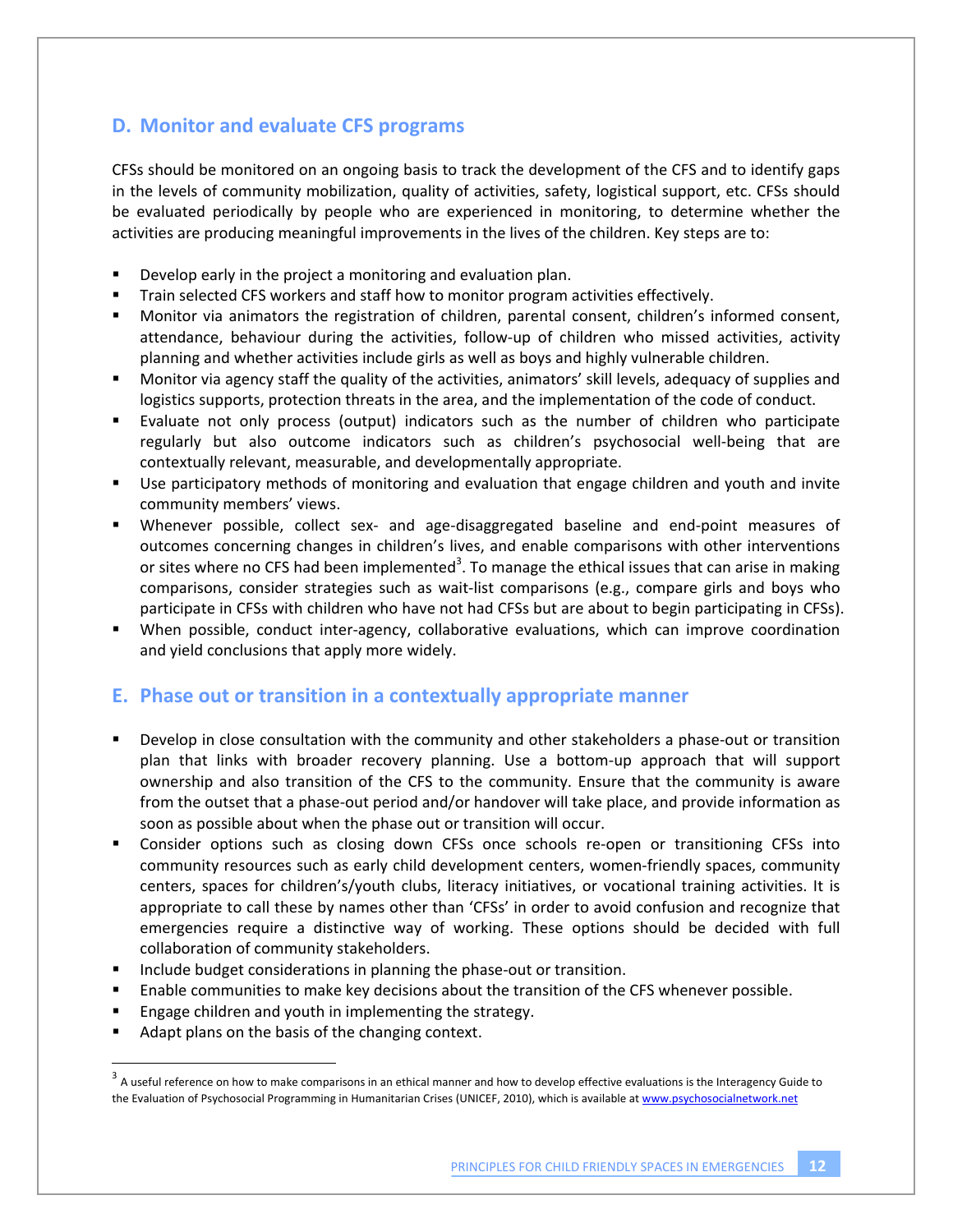## D. Monitor and evaluate CFS programs

CFSs should be monitored on an ongoing basis to track the development of the CFS and to identify gaps in the levels of community mobilization, quality of activities, safety, logistical support, etc. CFSs should be evaluated periodically by people who are experienced in monitoring, to determine whether the activities are producing meaningful improvements in the lives of the children. Key steps are to:

- Develop early in the project a monitoring and evaluation plan.
- Train selected CFS workers and staff how to monitor program activities effectively.
- Monitor via animators the registration of children, parental consent, children's informed consent, attendance, behaviour during the activities, follow-up of children who missed activities, activity planning and whether activities include girls as well as boys and highly vulnerable children.
- Monitor via agency staff the quality of the activities, animators' skill levels, adequacy of supplies and logistics supports, protection threats in the area, and the implementation of the code of conduct.
- Evaluate not only process (output) indicators such as the number of children who participate regularly but also outcome indicators such as children's psychosocial well-being that are contextually relevant, measurable, and developmentally appropriate.
- Use participatory methods of monitoring and evaluation that engage children and youth and invite community members' views.
- Whenever possible, collect sex- and age-disaggregated baseline and end-point measures of outcomes concerning changes in children's lives, and enable comparisons with other interventions or sites where no CFS had been implemented[3]. To manage the ethical issues that can arise in making comparisons, consider strategies such as wait-list comparisons (e.g., compare girls and boys who participate in CFSs with children who have not had CFSs but are about to begin participating in CFSs).
- When possible, conduct inter-agency, collaborative evaluations, which can improve coordination and yield conclusions that apply more widely.

## E. Phase out or transition in a contextually appropriate manner

- Develop in close consultation with the community and other stakeholders a phase-out or transition plan that links with broader recovery planning. Use a bottom-up approach that will support ownership and also transition of the CFS to the community. Ensure that the community is aware from the outset that a phase-out period and/or handover will take place, and provide information as soon as possible about when the phase out or transition will occur.
- Consider options such as closing down CFSs once schools re-open or transitioning CFSs into community resources such as early child development centers, women-friendly spaces, community centers, spaces for children's/youth clubs, literacy initiatives, or vocational training activities. It is appropriate to call these by names other than 'CFSs' in order to avoid confusion and recognize that emergencies require a distinctive way of working. These options should be decided with full collaboration of community stakeholders.
- Include budget considerations in planning the phase-out or transition.
- Enable communities to make key decisions about the transition of the CFS whenever possible.
- Engage children and youth in implementing the strategy.
- Adapt plans on the basis of the changing context.

---

[3] A useful reference on how to make comparisons in an ethical manner and how to develop effective evaluations is the Interagency Guide to the Evaluation of Psychosocial Programming in Humanitarian Crises (UNICEF, 2010), which is available at www.psychosocialnetwork.net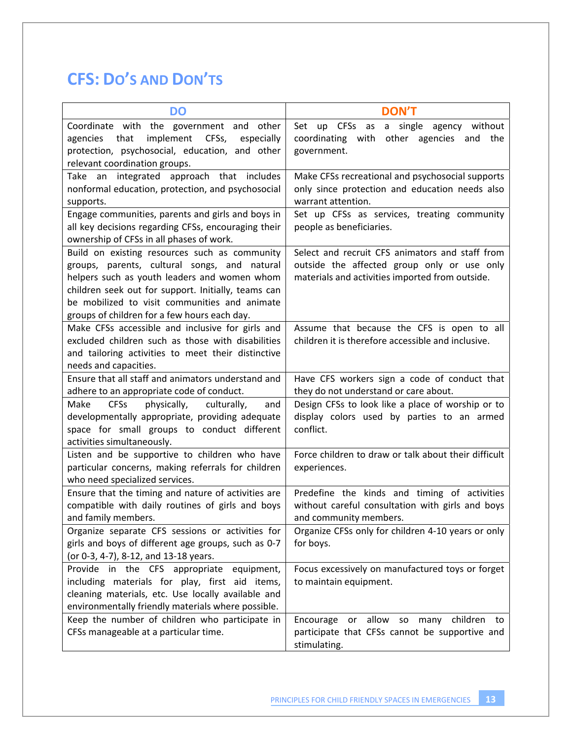## CFS: DO'S AND DON'TS

| DO | DON'T |
|---|---|
| Coordinate with the government and other agencies that implement CFSs, especially protection, psychosocial, education, and other relevant coordination groups. | Set up CFSs as a single agency without coordinating with other agencies and the government. |
| Take an integrated approach that includes nonformal education, protection, and psychosocial supports. | Make CFSs recreational and psychosocial supports only since protection and education needs also warrant attention. |
| Engage communities, parents and girls and boys in all key decisions regarding CFSs, encouraging their ownership of CFSs in all phases of work. | Set up CFSs as services, treating community people as beneficiaries. |
| Build on existing resources such as community groups, parents, cultural songs, and natural helpers such as youth leaders and women whom children seek out for support. Initially, teams can be mobilized to visit communities and animate groups of children for a few hours each day. | Select and recruit CFS animators and staff from outside the affected group only or use only materials and activities imported from outside. |
| Make CFSs accessible and inclusive for girls and excluded children such as those with disabilities and tailoring activities to meet their distinctive needs and capacities. | Assume that because the CFS is open to all children it is therefore accessible and inclusive. |
| Ensure that all staff and animators understand and adhere to an appropriate code of conduct. | Have CFS workers sign a code of conduct that they do not understand or care about. |
| Make CFSs physically, culturally, and developmentally appropriate, providing adequate space for small groups to conduct different activities simultaneously. | Design CFSs to look like a place of worship or to display colors used by parties to an armed conflict. |
| Listen and be supportive to children who have particular concerns, making referrals for children who need specialized services. | Force children to draw or talk about their difficult experiences. |
| Ensure that the timing and nature of activities are compatible with daily routines of girls and boys and family members. | Predefine the kinds and timing of activities without careful consultation with girls and boys and community members. |
| Organize separate CFS sessions or activities for girls and boys of different age groups, such as 0-7 (or 0-3, 4-7), 8-12, and 13-18 years. | Organize CFSs only for children 4-10 years or only for boys. |
| Provide in the CFS appropriate equipment, including materials for play, first aid items, cleaning materials, etc. Use locally available and environmentally friendly materials where possible. | Focus excessively on manufactured toys or forget to maintain equipment. |
| Keep the number of children who participate in CFSs manageable at a particular time. | Encourage or allow so many children to participate that CFSs cannot be supportive and stimulating. |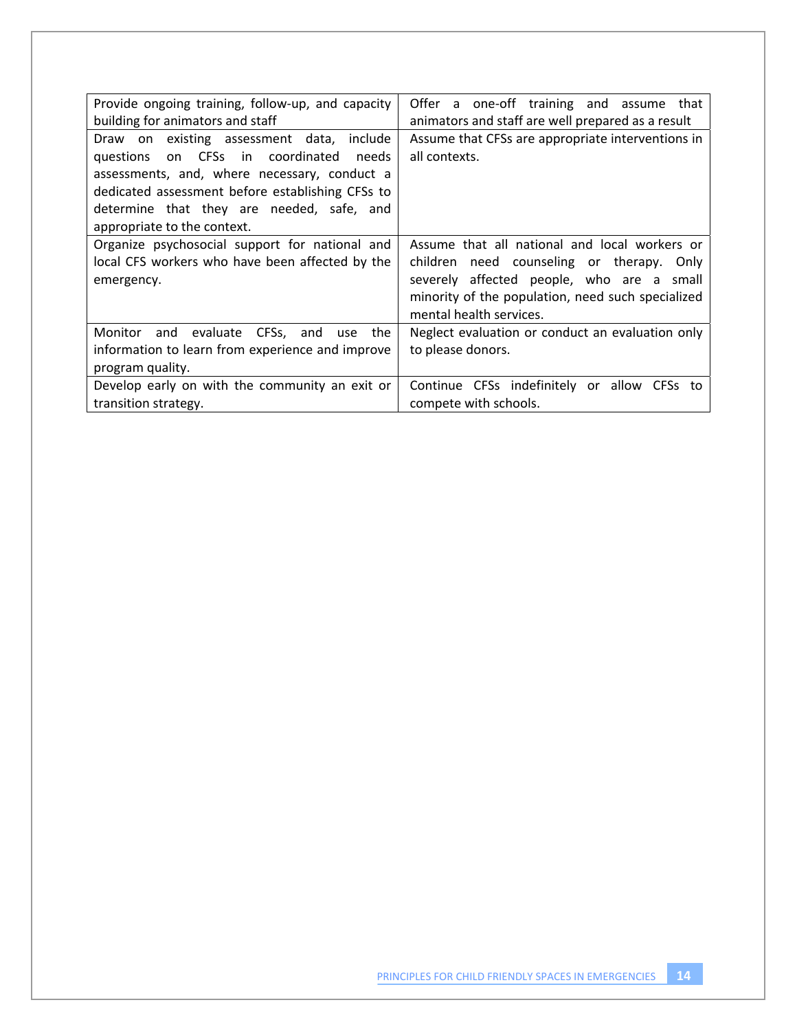| | |
|---|---|
| Provide ongoing training, follow-up, and capacity building for animators and staff | Offer a one-off training and assume that animators and staff are well prepared as a result |
| Draw on existing assessment data, include questions on CFSs in coordinated needs assessments, and, where necessary, conduct a dedicated assessment before establishing CFSs to determine that they are needed, safe, and appropriate to the context. | Assume that CFSs are appropriate interventions in all contexts. |
| Organize psychosocial support for national and local CFS workers who have been affected by the emergency. | Assume that all national and local workers or children need counseling or therapy. Only severely affected people, who are a small minority of the population, need such specialized mental health services. |
| Monitor and evaluate CFSs, and use the information to learn from experience and improve program quality. | Neglect evaluation or conduct an evaluation only to please donors. |
| Develop early on with the community an exit or transition strategy. | Continue CFSs indefinitely or allow CFSs to compete with schools. |